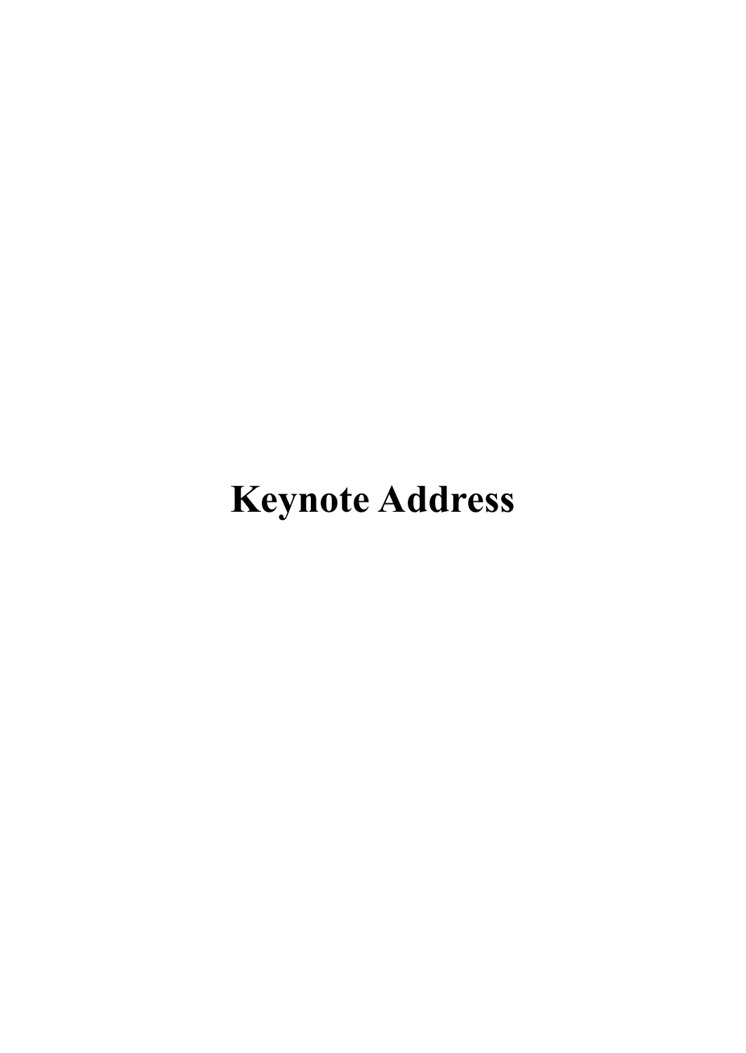# Keynote Address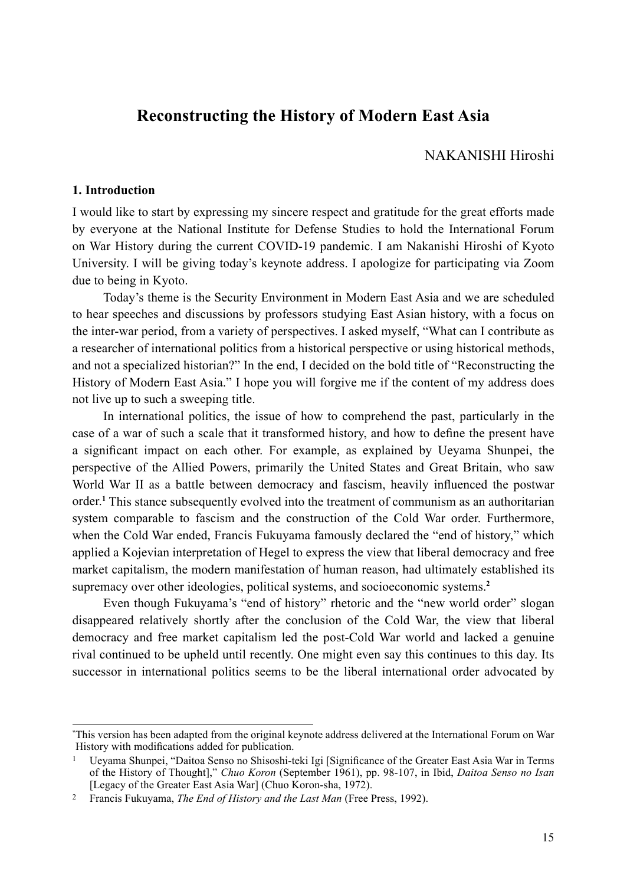# Reconstructing the History of Modern East Asia

NAKANISHI Hiroshi

### 1. Introduction

I would like to start by expressing my sincere respect and gratitude for the great efforts made by everyone at the National Institute for Defense Studies to hold the International Forum on War History during the current COVID-19 pandemic. I am Nakanishi Hiroshi of Kyoto University. I will be giving today's keynote address. I apologize for participating via Zoom due to being in Kyoto.

Today's theme is the Security Environment in Modern East Asia and we are scheduled to hear speeches and discussions by professors studying East Asian history, with a focus on the inter-war period, from a variety of perspectives. I asked myself, "What can I contribute as a researcher of international politics from a historical perspective or using historical methods, and not a specialized historian?" In the end, I decided on the bold title of "Reconstructing the History of Modern East Asia." I hope you will forgive me if the content of my address does not live up to such a sweeping title.

In international politics, the issue of how to comprehend the past, particularly in the case of a war of such a scale that it transformed history, and how to define the present have a significant impact on each other. For example, as explained by Ueyama Shunpei, the perspective of the Allied Powers, primarily the United States and Great Britain, who saw World War II as a battle between democracy and fascism, heavily influenced the postwar order.[1] This stance subsequently evolved into the treatment of communism as an authoritarian system comparable to fascism and the construction of the Cold War order. Furthermore, when the Cold War ended, Francis Fukuyama famously declared the "end of history," which applied a Kojevian interpretation of Hegel to express the view that liberal democracy and free market capitalism, the modern manifestation of human reason, had ultimately established its supremacy over other ideologies, political systems, and socioeconomic systems.[2]

Even though Fukuyama's "end of history" rhetoric and the "new world order" slogan disappeared relatively shortly after the conclusion of the Cold War, the view that liberal democracy and free market capitalism led the post-Cold War world and lacked a genuine rival continued to be upheld until recently. One might even say this continues to this day. Its successor in international politics seems to be the liberal international order advocated by

---

*This version has been adapted from the original keynote address delivered at the International Forum on War History with modifications added for publication.

[1] Ueyama Shunpei, "Daitoa Senso no Shisoshi-teki Igi [Significance of the Greater East Asia War in Terms of the History of Thought]," *Chuo Koron* (September 1961), pp. 98-107, in Ibid, *Daitoa Senso no Isan* [Legacy of the Greater East Asia War] (Chuo Koron-sha, 1972).

[2] Francis Fukuyama, *The End of History and the Last Man* (Free Press, 1992).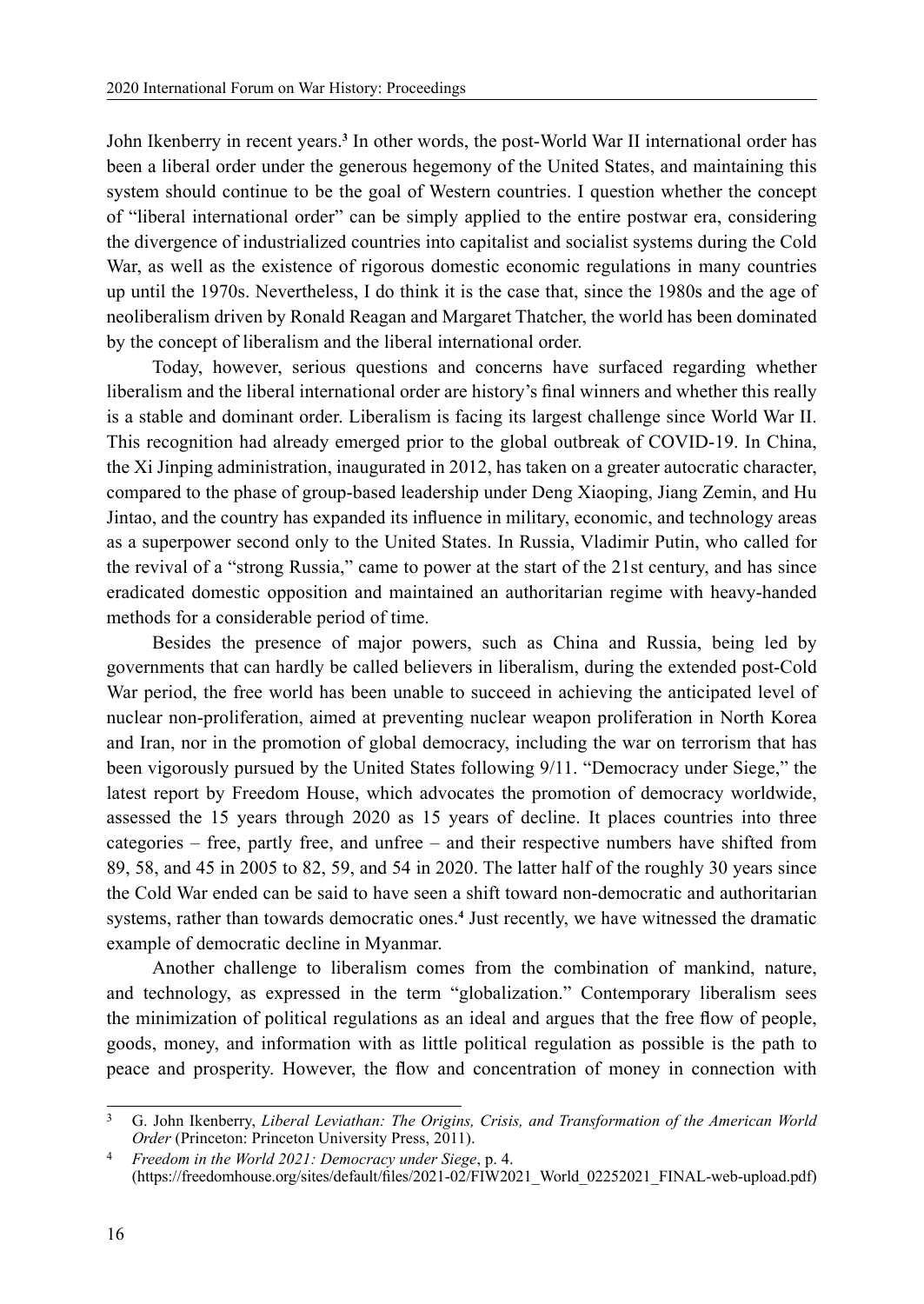John Ikenberry in recent years.[3] In other words, the post-World War II international order has been a liberal order under the generous hegemony of the United States, and maintaining this system should continue to be the goal of Western countries. I question whether the concept of "liberal international order" can be simply applied to the entire postwar era, considering the divergence of industrialized countries into capitalist and socialist systems during the Cold War, as well as the existence of rigorous domestic economic regulations in many countries up until the 1970s. Nevertheless, I do think it is the case that, since the 1980s and the age of neoliberalism driven by Ronald Reagan and Margaret Thatcher, the world has been dominated by the concept of liberalism and the liberal international order.

Today, however, serious questions and concerns have surfaced regarding whether liberalism and the liberal international order are history's final winners and whether this really is a stable and dominant order. Liberalism is facing its largest challenge since World War II. This recognition had already emerged prior to the global outbreak of COVID-19. In China, the Xi Jinping administration, inaugurated in 2012, has taken on a greater autocratic character, compared to the phase of group-based leadership under Deng Xiaoping, Jiang Zemin, and Hu Jintao, and the country has expanded its influence in military, economic, and technology areas as a superpower second only to the United States. In Russia, Vladimir Putin, who called for the revival of a "strong Russia," came to power at the start of the 21st century, and has since eradicated domestic opposition and maintained an authoritarian regime with heavy-handed methods for a considerable period of time.

Besides the presence of major powers, such as China and Russia, being led by governments that can hardly be called believers in liberalism, during the extended post-Cold War period, the free world has been unable to succeed in achieving the anticipated level of nuclear non-proliferation, aimed at preventing nuclear weapon proliferation in North Korea and Iran, nor in the promotion of global democracy, including the war on terrorism that has been vigorously pursued by the United States following 9/11. "Democracy under Siege," the latest report by Freedom House, which advocates the promotion of democracy worldwide, assessed the 15 years through 2020 as 15 years of decline. It places countries into three categories – free, partly free, and unfree – and their respective numbers have shifted from 89, 58, and 45 in 2005 to 82, 59, and 54 in 2020. The latter half of the roughly 30 years since the Cold War ended can be said to have seen a shift toward non-democratic and authoritarian systems, rather than towards democratic ones.[4] Just recently, we have witnessed the dramatic example of democratic decline in Myanmar.

Another challenge to liberalism comes from the combination of mankind, nature, and technology, as expressed in the term "globalization." Contemporary liberalism sees the minimization of political regulations as an ideal and argues that the free flow of people, goods, money, and information with as little political regulation as possible is the path to peace and prosperity. However, the flow and concentration of money in connection with

---

[3] G. John Ikenberry, *Liberal Leviathan: The Origins, Crisis, and Transformation of the American World Order* (Princeton: Princeton University Press, 2011).

[4] *Freedom in the World 2021: Democracy under Siege*, p. 4. (https://freedomhouse.org/sites/default/files/2021-02/FIW2021_World_02252021_FINAL-web-upload.pdf)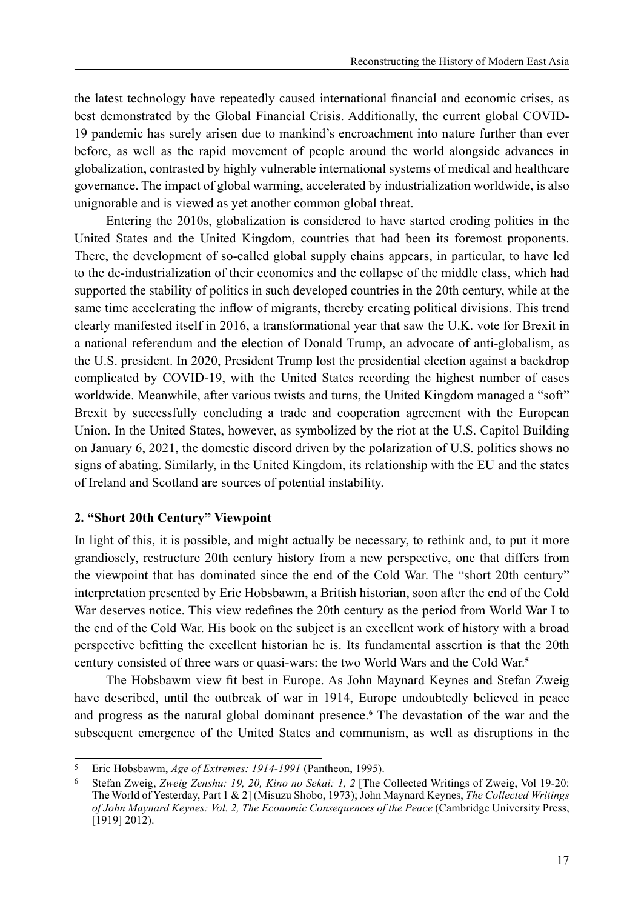the latest technology have repeatedly caused international financial and economic crises, as best demonstrated by the Global Financial Crisis. Additionally, the current global COVID-19 pandemic has surely arisen due to mankind's encroachment into nature further than ever before, as well as the rapid movement of people around the world alongside advances in globalization, contrasted by highly vulnerable international systems of medical and healthcare governance. The impact of global warming, accelerated by industrialization worldwide, is also unignorable and is viewed as yet another common global threat.

Entering the 2010s, globalization is considered to have started eroding politics in the United States and the United Kingdom, countries that had been its foremost proponents. There, the development of so-called global supply chains appears, in particular, to have led to the de-industrialization of their economies and the collapse of the middle class, which had supported the stability of politics in such developed countries in the 20th century, while at the same time accelerating the inflow of migrants, thereby creating political divisions. This trend clearly manifested itself in 2016, a transformational year that saw the U.K. vote for Brexit in a national referendum and the election of Donald Trump, an advocate of anti-globalism, as the U.S. president. In 2020, President Trump lost the presidential election against a backdrop complicated by COVID-19, with the United States recording the highest number of cases worldwide. Meanwhile, after various twists and turns, the United Kingdom managed a "soft" Brexit by successfully concluding a trade and cooperation agreement with the European Union. In the United States, however, as symbolized by the riot at the U.S. Capitol Building on January 6, 2021, the domestic discord driven by the polarization of U.S. politics shows no signs of abating. Similarly, in the United Kingdom, its relationship with the EU and the states of Ireland and Scotland are sources of potential instability.

### 2. "Short 20th Century" Viewpoint

In light of this, it is possible, and might actually be necessary, to rethink and, to put it more grandiosely, restructure 20th century history from a new perspective, one that differs from the viewpoint that has dominated since the end of the Cold War. The "short 20th century" interpretation presented by Eric Hobsbawm, a British historian, soon after the end of the Cold War deserves notice. This view redefines the 20th century as the period from World War I to the end of the Cold War. His book on the subject is an excellent work of history with a broad perspective befitting the excellent historian he is. Its fundamental assertion is that the 20th century consisted of three wars or quasi-wars: the two World Wars and the Cold War.[5]

The Hobsbawm view fit best in Europe. As John Maynard Keynes and Stefan Zweig have described, until the outbreak of war in 1914, Europe undoubtedly believed in peace and progress as the natural global dominant presence.[6] The devastation of the war and the subsequent emergence of the United States and communism, as well as disruptions in the

---

[5] Eric Hobsbawm, *Age of Extremes: 1914-1991* (Pantheon, 1995).

[6] Stefan Zweig, *Zweig Zenshu: 19, 20, Kino no Sekai: 1, 2* [The Collected Writings of Zweig, Vol 19-20: The World of Yesterday, Part 1 & 2] (Misuzu Shobo, 1973); John Maynard Keynes, *The Collected Writings of John Maynard Keynes: Vol. 2, The Economic Consequences of the Peace* (Cambridge University Press, [1919] 2012).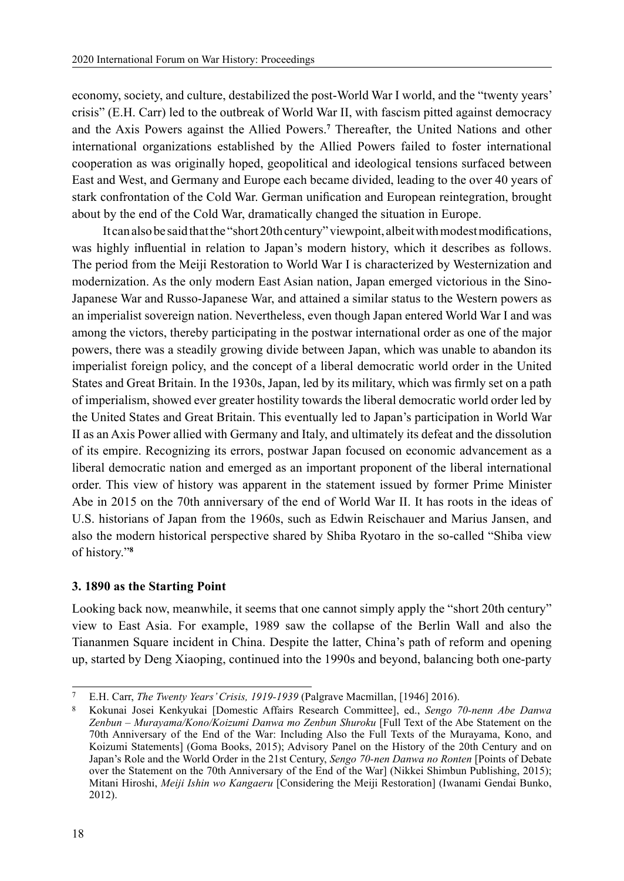economy, society, and culture, destabilized the post-World War I world, and the "twenty years' crisis" (E.H. Carr) led to the outbreak of World War II, with fascism pitted against democracy and the Axis Powers against the Allied Powers.[7] Thereafter, the United Nations and other international organizations established by the Allied Powers failed to foster international cooperation as was originally hoped, geopolitical and ideological tensions surfaced between East and West, and Germany and Europe each became divided, leading to the over 40 years of stark confrontation of the Cold War. German unification and European reintegration, brought about by the end of the Cold War, dramatically changed the situation in Europe.

It can also be said that the "short 20th century" viewpoint, albeit with modest modifications, was highly influential in relation to Japan's modern history, which it describes as follows. The period from the Meiji Restoration to World War I is characterized by Westernization and modernization. As the only modern East Asian nation, Japan emerged victorious in the Sino-Japanese War and Russo-Japanese War, and attained a similar status to the Western powers as an imperialist sovereign nation. Nevertheless, even though Japan entered World War I and was among the victors, thereby participating in the postwar international order as one of the major powers, there was a steadily growing divide between Japan, which was unable to abandon its imperialist foreign policy, and the concept of a liberal democratic world order in the United States and Great Britain. In the 1930s, Japan, led by its military, which was firmly set on a path of imperialism, showed ever greater hostility towards the liberal democratic world order led by the United States and Great Britain. This eventually led to Japan's participation in World War II as an Axis Power allied with Germany and Italy, and ultimately its defeat and the dissolution of its empire. Recognizing its errors, postwar Japan focused on economic advancement as a liberal democratic nation and emerged as an important proponent of the liberal international order. This view of history was apparent in the statement issued by former Prime Minister Abe in 2015 on the 70th anniversary of the end of World War II. It has roots in the ideas of U.S. historians of Japan from the 1960s, such as Edwin Reischauer and Marius Jansen, and also the modern historical perspective shared by Shiba Ryotaro in the so-called "Shiba view of history."[8]

### 3. 1890 as the Starting Point

Looking back now, meanwhile, it seems that one cannot simply apply the "short 20th century" view to East Asia. For example, 1989 saw the collapse of the Berlin Wall and also the Tiananmen Square incident in China. Despite the latter, China's path of reform and opening up, started by Deng Xiaoping, continued into the 1990s and beyond, balancing both one-party

---

[7] E.H. Carr, *The Twenty Years' Crisis, 1919-1939* (Palgrave Macmillan, [1946] 2016).

[8] Kokunai Josei Kenkyukai [Domestic Affairs Research Committee], ed., *Sengo 70-nenn Abe Danwa Zenbun – Murayama/Kono/Koizumi Danwa mo Zenbun Shuroku* [Full Text of the Abe Statement on the 70th Anniversary of the End of the War: Including Also the Full Texts of the Murayama, Kono, and Koizumi Statements] (Goma Books, 2015); Advisory Panel on the History of the 20th Century and on Japan's Role and the World Order in the 21st Century, *Sengo 70-nen Danwa no Ronten* [Points of Debate over the Statement on the 70th Anniversary of the End of the War] (Nikkei Shimbun Publishing, 2015); Mitani Hiroshi, *Meiji Ishin wo Kangaeru* [Considering the Meiji Restoration] (Iwanami Gendai Bunko, 2012).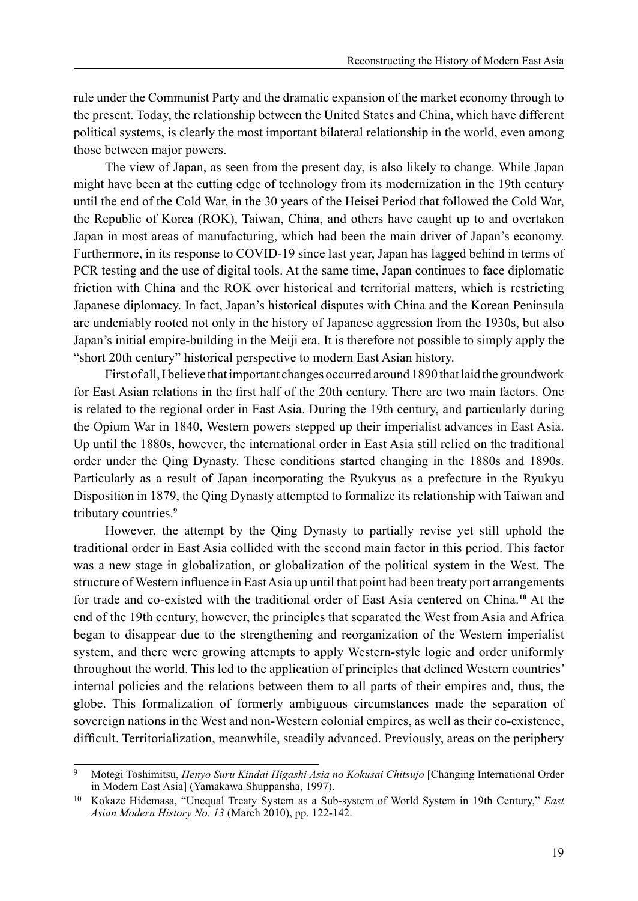rule under the Communist Party and the dramatic expansion of the market economy through to the present. Today, the relationship between the United States and China, which have different political systems, is clearly the most important bilateral relationship in the world, even among those between major powers.

The view of Japan, as seen from the present day, is also likely to change. While Japan might have been at the cutting edge of technology from its modernization in the 19th century until the end of the Cold War, in the 30 years of the Heisei Period that followed the Cold War, the Republic of Korea (ROK), Taiwan, China, and others have caught up to and overtaken Japan in most areas of manufacturing, which had been the main driver of Japan's economy. Furthermore, in its response to COVID-19 since last year, Japan has lagged behind in terms of PCR testing and the use of digital tools. At the same time, Japan continues to face diplomatic friction with China and the ROK over historical and territorial matters, which is restricting Japanese diplomacy. In fact, Japan's historical disputes with China and the Korean Peninsula are undeniably rooted not only in the history of Japanese aggression from the 1930s, but also Japan's initial empire-building in the Meiji era. It is therefore not possible to simply apply the "short 20th century" historical perspective to modern East Asian history.

First of all, I believe that important changes occurred around 1890 that laid the groundwork for East Asian relations in the first half of the 20th century. There are two main factors. One is related to the regional order in East Asia. During the 19th century, and particularly during the Opium War in 1840, Western powers stepped up their imperialist advances in East Asia. Up until the 1880s, however, the international order in East Asia still relied on the traditional order under the Qing Dynasty. These conditions started changing in the 1880s and 1890s. Particularly as a result of Japan incorporating the Ryukyus as a prefecture in the Ryukyu Disposition in 1879, the Qing Dynasty attempted to formalize its relationship with Taiwan and tributary countries.[9]

However, the attempt by the Qing Dynasty to partially revise yet still uphold the traditional order in East Asia collided with the second main factor in this period. This factor was a new stage in globalization, or globalization of the political system in the West. The structure of Western influence in East Asia up until that point had been treaty port arrangements for trade and co-existed with the traditional order of East Asia centered on China.[10] At the end of the 19th century, however, the principles that separated the West from Asia and Africa began to disappear due to the strengthening and reorganization of the Western imperialist system, and there were growing attempts to apply Western-style logic and order uniformly throughout the world. This led to the application of principles that defined Western countries' internal policies and the relations between them to all parts of their empires and, thus, the globe. This formalization of formerly ambiguous circumstances made the separation of sovereign nations in the West and non-Western colonial empires, as well as their co-existence, difficult. Territorialization, meanwhile, steadily advanced. Previously, areas on the periphery

---

[9] Motegi Toshimitsu, *Henyo Suru Kindai Higashi Asia no Kokusai Chitsujo* [Changing International Order in Modern East Asia] (Yamakawa Shuppansha, 1997).

[10] Kokaze Hidemasa, "Unequal Treaty System as a Sub-system of World System in 19th Century," *East Asian Modern History No. 13* (March 2010), pp. 122-142.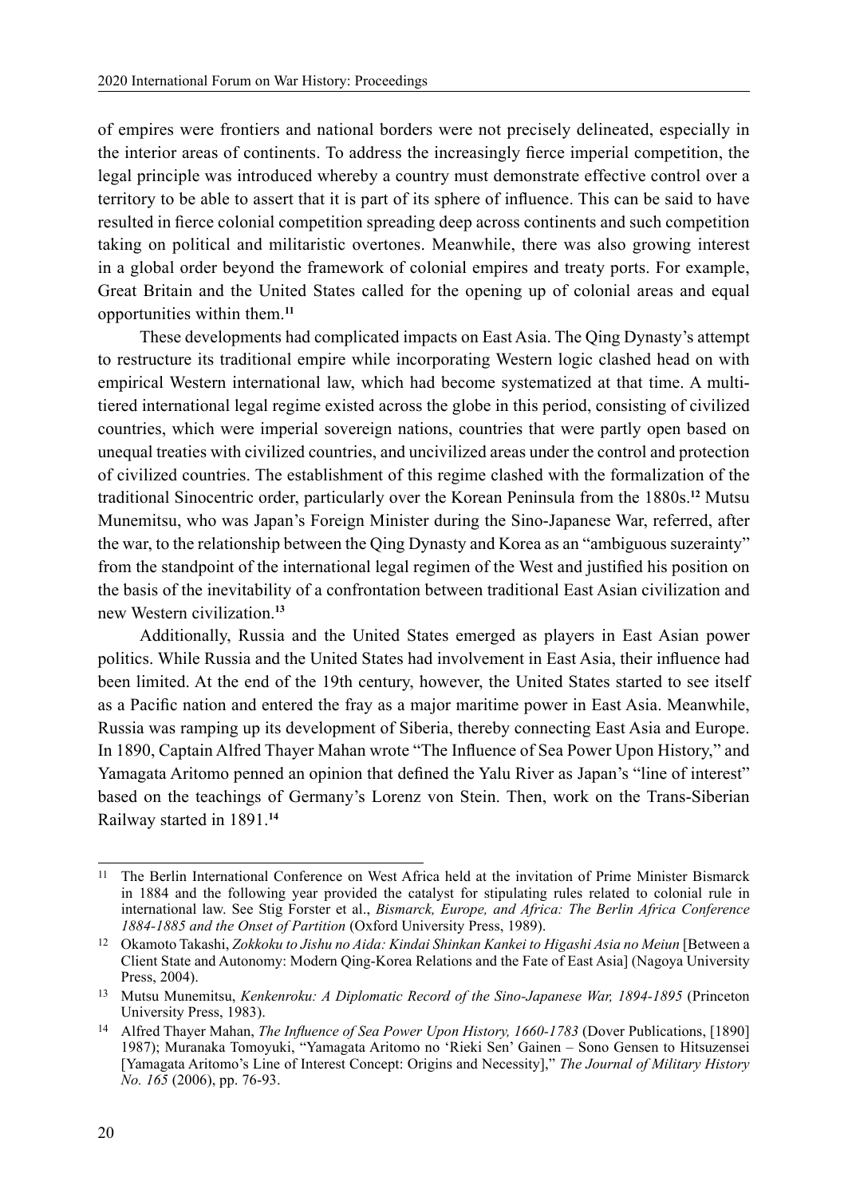of empires were frontiers and national borders were not precisely delineated, especially in the interior areas of continents. To address the increasingly fierce imperial competition, the legal principle was introduced whereby a country must demonstrate effective control over a territory to be able to assert that it is part of its sphere of influence. This can be said to have resulted in fierce colonial competition spreading deep across continents and such competition taking on political and militaristic overtones. Meanwhile, there was also growing interest in a global order beyond the framework of colonial empires and treaty ports. For example, Great Britain and the United States called for the opening up of colonial areas and equal opportunities within them.[11]

These developments had complicated impacts on East Asia. The Qing Dynasty's attempt to restructure its traditional empire while incorporating Western logic clashed head on with empirical Western international law, which had become systematized at that time. A multi-tiered international legal regime existed across the globe in this period, consisting of civilized countries, which were imperial sovereign nations, countries that were partly open based on unequal treaties with civilized countries, and uncivilized areas under the control and protection of civilized countries. The establishment of this regime clashed with the formalization of the traditional Sinocentric order, particularly over the Korean Peninsula from the 1880s.[12] Mutsu Munemitsu, who was Japan's Foreign Minister during the Sino-Japanese War, referred, after the war, to the relationship between the Qing Dynasty and Korea as an "ambiguous suzerainty" from the standpoint of the international legal regimen of the West and justified his position on the basis of the inevitability of a confrontation between traditional East Asian civilization and new Western civilization.[13]

Additionally, Russia and the United States emerged as players in East Asian power politics. While Russia and the United States had involvement in East Asia, their influence had been limited. At the end of the 19th century, however, the United States started to see itself as a Pacific nation and entered the fray as a major maritime power in East Asia. Meanwhile, Russia was ramping up its development of Siberia, thereby connecting East Asia and Europe. In 1890, Captain Alfred Thayer Mahan wrote "The Influence of Sea Power Upon History," and Yamagata Aritomo penned an opinion that defined the Yalu River as Japan's "line of interest" based on the teachings of Germany's Lorenz von Stein. Then, work on the Trans-Siberian Railway started in 1891.[14]

---

[11] The Berlin International Conference on West Africa held at the invitation of Prime Minister Bismarck in 1884 and the following year provided the catalyst for stipulating rules related to colonial rule in international law. See Stig Forster et al., *Bismarck, Europe, and Africa: The Berlin Africa Conference 1884-1885 and the Onset of Partition* (Oxford University Press, 1989).

[12] Okamoto Takashi, *Zokkoku to Jishu no Aida: Kindai Shinkan Kankei to Higashi Asia no Meiun* [Between a Client State and Autonomy: Modern Qing-Korea Relations and the Fate of East Asia] (Nagoya University Press, 2004).

[13] Mutsu Munemitsu, *Kenkenroku: A Diplomatic Record of the Sino-Japanese War, 1894-1895* (Princeton University Press, 1983).

[14] Alfred Thayer Mahan, *The Influence of Sea Power Upon History, 1660-1783* (Dover Publications, [1890] 1987); Muranaka Tomoyuki, "Yamagata Aritomo no 'Rieki Sen' Gainen – Sono Gensen to Hitsuzensei [Yamagata Aritomo's Line of Interest Concept: Origins and Necessity]," *The Journal of Military History No. 165* (2006), pp. 76-93.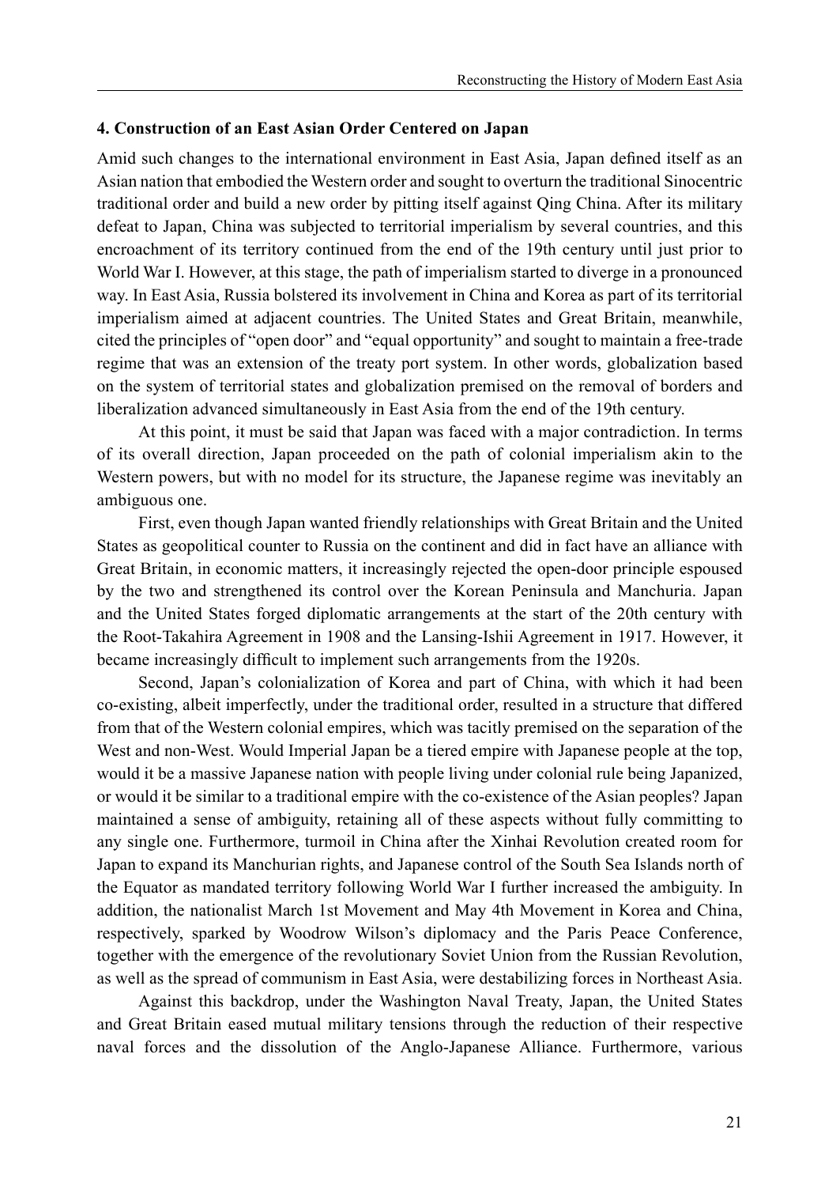## 4. Construction of an East Asian Order Centered on Japan

Amid such changes to the international environment in East Asia, Japan defined itself as an Asian nation that embodied the Western order and sought to overturn the traditional Sinocentric traditional order and build a new order by pitting itself against Qing China. After its military defeat to Japan, China was subjected to territorial imperialism by several countries, and this encroachment of its territory continued from the end of the 19th century until just prior to World War I. However, at this stage, the path of imperialism started to diverge in a pronounced way. In East Asia, Russia bolstered its involvement in China and Korea as part of its territorial imperialism aimed at adjacent countries. The United States and Great Britain, meanwhile, cited the principles of "open door" and "equal opportunity" and sought to maintain a free-trade regime that was an extension of the treaty port system. In other words, globalization based on the system of territorial states and globalization premised on the removal of borders and liberalization advanced simultaneously in East Asia from the end of the 19th century.

At this point, it must be said that Japan was faced with a major contradiction. In terms of its overall direction, Japan proceeded on the path of colonial imperialism akin to the Western powers, but with no model for its structure, the Japanese regime was inevitably an ambiguous one.

First, even though Japan wanted friendly relationships with Great Britain and the United States as geopolitical counter to Russia on the continent and did in fact have an alliance with Great Britain, in economic matters, it increasingly rejected the open-door principle espoused by the two and strengthened its control over the Korean Peninsula and Manchuria. Japan and the United States forged diplomatic arrangements at the start of the 20th century with the Root-Takahira Agreement in 1908 and the Lansing-Ishii Agreement in 1917. However, it became increasingly difficult to implement such arrangements from the 1920s.

Second, Japan's colonialization of Korea and part of China, with which it had been co-existing, albeit imperfectly, under the traditional order, resulted in a structure that differed from that of the Western colonial empires, which was tacitly premised on the separation of the West and non-West. Would Imperial Japan be a tiered empire with Japanese people at the top, would it be a massive Japanese nation with people living under colonial rule being Japanized, or would it be similar to a traditional empire with the co-existence of the Asian peoples? Japan maintained a sense of ambiguity, retaining all of these aspects without fully committing to any single one. Furthermore, turmoil in China after the Xinhai Revolution created room for Japan to expand its Manchurian rights, and Japanese control of the South Sea Islands north of the Equator as mandated territory following World War I further increased the ambiguity. In addition, the nationalist March 1st Movement and May 4th Movement in Korea and China, respectively, sparked by Woodrow Wilson's diplomacy and the Paris Peace Conference, together with the emergence of the revolutionary Soviet Union from the Russian Revolution, as well as the spread of communism in East Asia, were destabilizing forces in Northeast Asia.

Against this backdrop, under the Washington Naval Treaty, Japan, the United States and Great Britain eased mutual military tensions through the reduction of their respective naval forces and the dissolution of the Anglo-Japanese Alliance. Furthermore, various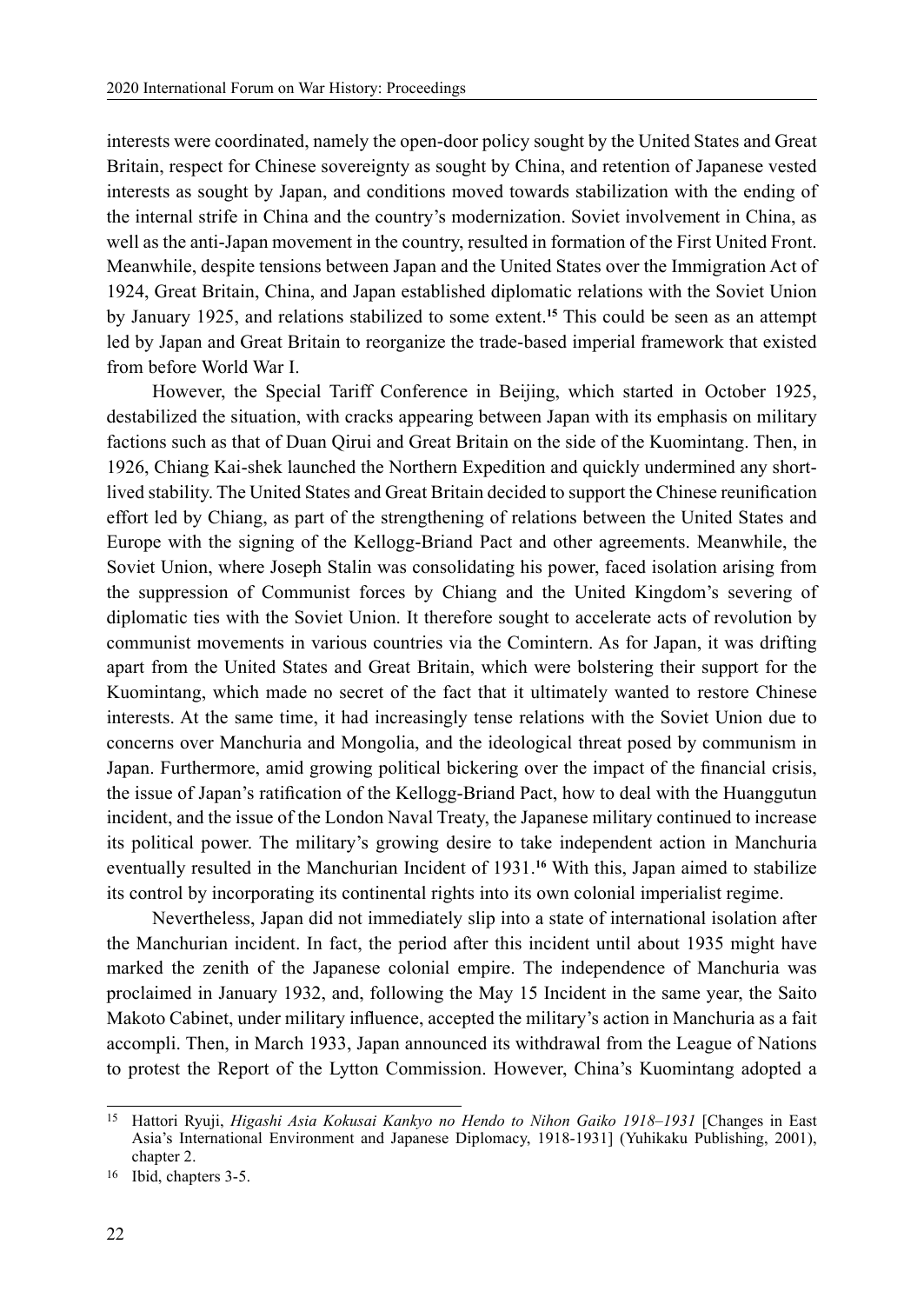interests were coordinated, namely the open-door policy sought by the United States and Great Britain, respect for Chinese sovereignty as sought by China, and retention of Japanese vested interests as sought by Japan, and conditions moved towards stabilization with the ending of the internal strife in China and the country's modernization. Soviet involvement in China, as well as the anti-Japan movement in the country, resulted in formation of the First United Front. Meanwhile, despite tensions between Japan and the United States over the Immigration Act of 1924, Great Britain, China, and Japan established diplomatic relations with the Soviet Union by January 1925, and relations stabilized to some extent.[15] This could be seen as an attempt led by Japan and Great Britain to reorganize the trade-based imperial framework that existed from before World War I.

However, the Special Tariff Conference in Beijing, which started in October 1925, destabilized the situation, with cracks appearing between Japan with its emphasis on military factions such as that of Duan Qirui and Great Britain on the side of the Kuomintang. Then, in 1926, Chiang Kai-shek launched the Northern Expedition and quickly undermined any short-lived stability. The United States and Great Britain decided to support the Chinese reunification effort led by Chiang, as part of the strengthening of relations between the United States and Europe with the signing of the Kellogg-Briand Pact and other agreements. Meanwhile, the Soviet Union, where Joseph Stalin was consolidating his power, faced isolation arising from the suppression of Communist forces by Chiang and the United Kingdom's severing of diplomatic ties with the Soviet Union. It therefore sought to accelerate acts of revolution by communist movements in various countries via the Comintern. As for Japan, it was drifting apart from the United States and Great Britain, which were bolstering their support for the Kuomintang, which made no secret of the fact that it ultimately wanted to restore Chinese interests. At the same time, it had increasingly tense relations with the Soviet Union due to concerns over Manchuria and Mongolia, and the ideological threat posed by communism in Japan. Furthermore, amid growing political bickering over the impact of the financial crisis, the issue of Japan's ratification of the Kellogg-Briand Pact, how to deal with the Huanggutun incident, and the issue of the London Naval Treaty, the Japanese military continued to increase its political power. The military's growing desire to take independent action in Manchuria eventually resulted in the Manchurian Incident of 1931.[16] With this, Japan aimed to stabilize its control by incorporating its continental rights into its own colonial imperialist regime.

Nevertheless, Japan did not immediately slip into a state of international isolation after the Manchurian incident. In fact, the period after this incident until about 1935 might have marked the zenith of the Japanese colonial empire. The independence of Manchuria was proclaimed in January 1932, and, following the May 15 Incident in the same year, the Saito Makoto Cabinet, under military influence, accepted the military's action in Manchuria as a fait accompli. Then, in March 1933, Japan announced its withdrawal from the League of Nations to protest the Report of the Lytton Commission. However, China's Kuomintang adopted a

---

[15] Hattori Ryuji, *Higashi Asia Kokusai Kankyo no Hendo to Nihon Gaiko 1918–1931* [Changes in East Asia's International Environment and Japanese Diplomacy, 1918-1931] (Yuhikaku Publishing, 2001), chapter 2.

[16] Ibid, chapters 3-5.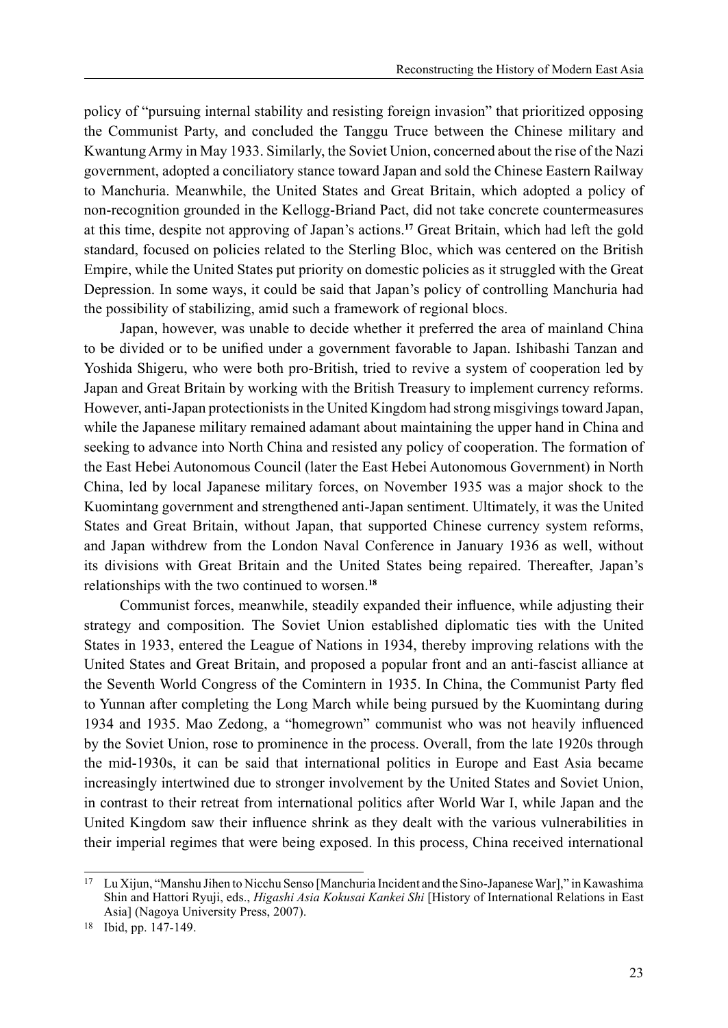policy of "pursuing internal stability and resisting foreign invasion" that prioritized opposing the Communist Party, and concluded the Tanggu Truce between the Chinese military and Kwantung Army in May 1933. Similarly, the Soviet Union, concerned about the rise of the Nazi government, adopted a conciliatory stance toward Japan and sold the Chinese Eastern Railway to Manchuria. Meanwhile, the United States and Great Britain, which adopted a policy of non-recognition grounded in the Kellogg-Briand Pact, did not take concrete countermeasures at this time, despite not approving of Japan's actions.[17] Great Britain, which had left the gold standard, focused on policies related to the Sterling Bloc, which was centered on the British Empire, while the United States put priority on domestic policies as it struggled with the Great Depression. In some ways, it could be said that Japan's policy of controlling Manchuria had the possibility of stabilizing, amid such a framework of regional blocs.

Japan, however, was unable to decide whether it preferred the area of mainland China to be divided or to be unified under a government favorable to Japan. Ishibashi Tanzan and Yoshida Shigeru, who were both pro-British, tried to revive a system of cooperation led by Japan and Great Britain by working with the British Treasury to implement currency reforms. However, anti-Japan protectionists in the United Kingdom had strong misgivings toward Japan, while the Japanese military remained adamant about maintaining the upper hand in China and seeking to advance into North China and resisted any policy of cooperation. The formation of the East Hebei Autonomous Council (later the East Hebei Autonomous Government) in North China, led by local Japanese military forces, on November 1935 was a major shock to the Kuomintang government and strengthened anti-Japan sentiment. Ultimately, it was the United States and Great Britain, without Japan, that supported Chinese currency system reforms, and Japan withdrew from the London Naval Conference in January 1936 as well, without its divisions with Great Britain and the United States being repaired. Thereafter, Japan's relationships with the two continued to worsen.[18]

Communist forces, meanwhile, steadily expanded their influence, while adjusting their strategy and composition. The Soviet Union established diplomatic ties with the United States in 1933, entered the League of Nations in 1934, thereby improving relations with the United States and Great Britain, and proposed a popular front and an anti-fascist alliance at the Seventh World Congress of the Comintern in 1935. In China, the Communist Party fled to Yunnan after completing the Long March while being pursued by the Kuomintang during 1934 and 1935. Mao Zedong, a "homegrown" communist who was not heavily influenced by the Soviet Union, rose to prominence in the process. Overall, from the late 1920s through the mid-1930s, it can be said that international politics in Europe and East Asia became increasingly intertwined due to stronger involvement by the United States and Soviet Union, in contrast to their retreat from international politics after World War I, while Japan and the United Kingdom saw their influence shrink as they dealt with the various vulnerabilities in their imperial regimes that were being exposed. In this process, China received international

---

[17] Lu Xijun, "Manshu Jihen to Nicchu Senso [Manchuria Incident and the Sino-Japanese War]," in Kawashima Shin and Hattori Ryuji, eds., *Higashi Asia Kokusai Kankei Shi* [History of International Relations in East Asia] (Nagoya University Press, 2007).

[18] Ibid, pp. 147-149.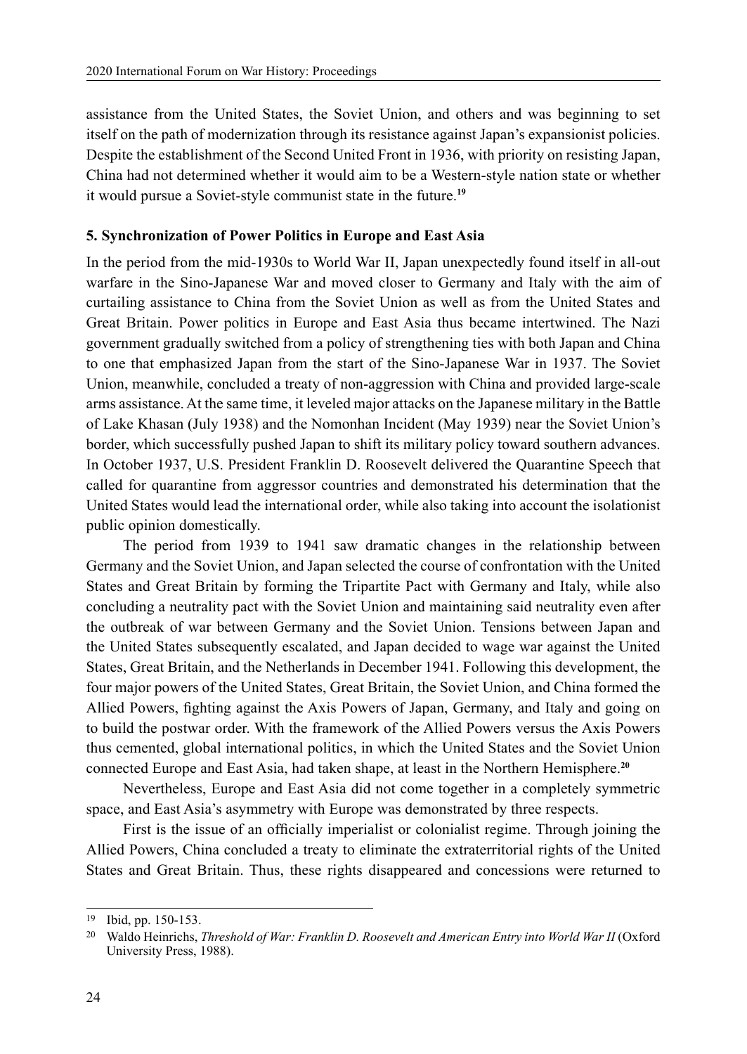assistance from the United States, the Soviet Union, and others and was beginning to set itself on the path of modernization through its resistance against Japan's expansionist policies. Despite the establishment of the Second United Front in 1936, with priority on resisting Japan, China had not determined whether it would aim to be a Western-style nation state or whether it would pursue a Soviet-style communist state in the future.[19]

### 5. Synchronization of Power Politics in Europe and East Asia

In the period from the mid-1930s to World War II, Japan unexpectedly found itself in all-out warfare in the Sino-Japanese War and moved closer to Germany and Italy with the aim of curtailing assistance to China from the Soviet Union as well as from the United States and Great Britain. Power politics in Europe and East Asia thus became intertwined. The Nazi government gradually switched from a policy of strengthening ties with both Japan and China to one that emphasized Japan from the start of the Sino-Japanese War in 1937. The Soviet Union, meanwhile, concluded a treaty of non-aggression with China and provided large-scale arms assistance. At the same time, it leveled major attacks on the Japanese military in the Battle of Lake Khasan (July 1938) and the Nomonhan Incident (May 1939) near the Soviet Union's border, which successfully pushed Japan to shift its military policy toward southern advances. In October 1937, U.S. President Franklin D. Roosevelt delivered the Quarantine Speech that called for quarantine from aggressor countries and demonstrated his determination that the United States would lead the international order, while also taking into account the isolationist public opinion domestically.

The period from 1939 to 1941 saw dramatic changes in the relationship between Germany and the Soviet Union, and Japan selected the course of confrontation with the United States and Great Britain by forming the Tripartite Pact with Germany and Italy, while also concluding a neutrality pact with the Soviet Union and maintaining said neutrality even after the outbreak of war between Germany and the Soviet Union. Tensions between Japan and the United States subsequently escalated, and Japan decided to wage war against the United States, Great Britain, and the Netherlands in December 1941. Following this development, the four major powers of the United States, Great Britain, the Soviet Union, and China formed the Allied Powers, fighting against the Axis Powers of Japan, Germany, and Italy and going on to build the postwar order. With the framework of the Allied Powers versus the Axis Powers thus cemented, global international politics, in which the United States and the Soviet Union connected Europe and East Asia, had taken shape, at least in the Northern Hemisphere.[20]

Nevertheless, Europe and East Asia did not come together in a completely symmetric space, and East Asia's asymmetry with Europe was demonstrated by three respects.

First is the issue of an officially imperialist or colonialist regime. Through joining the Allied Powers, China concluded a treaty to eliminate the extraterritorial rights of the United States and Great Britain. Thus, these rights disappeared and concessions were returned to

---

[19] Ibid, pp. 150-153.

[20] Waldo Heinrichs, *Threshold of War: Franklin D. Roosevelt and American Entry into World War II* (Oxford University Press, 1988).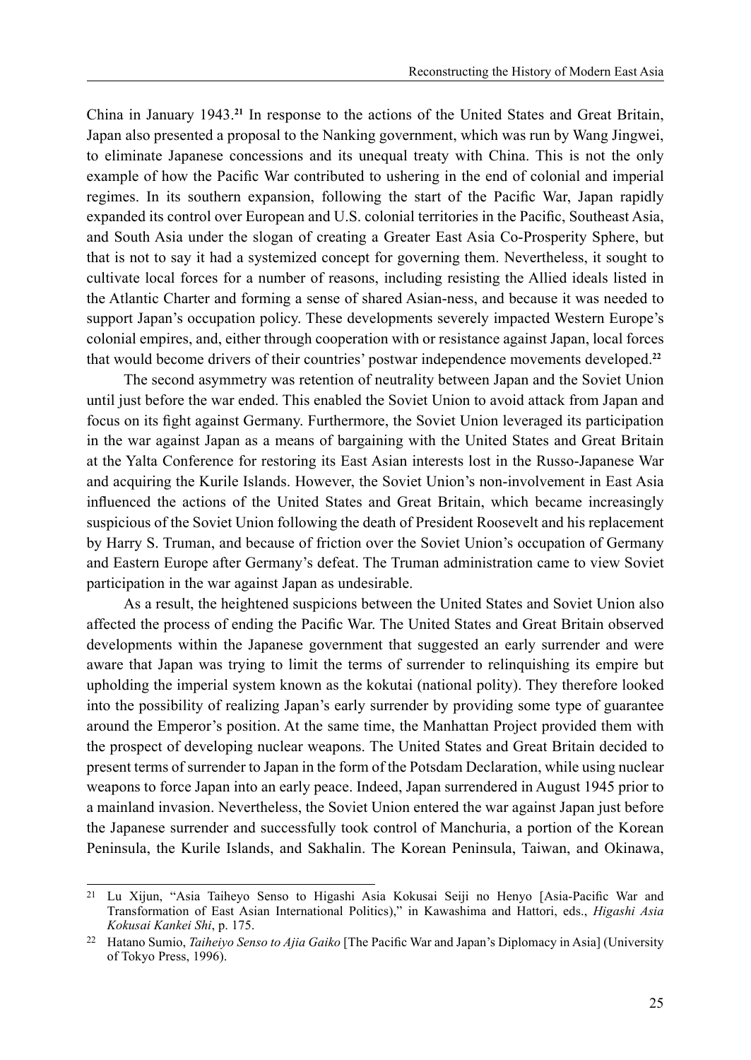China in January 1943.[21] In response to the actions of the United States and Great Britain, Japan also presented a proposal to the Nanking government, which was run by Wang Jingwei, to eliminate Japanese concessions and its unequal treaty with China. This is not the only example of how the Pacific War contributed to ushering in the end of colonial and imperial regimes. In its southern expansion, following the start of the Pacific War, Japan rapidly expanded its control over European and U.S. colonial territories in the Pacific, Southeast Asia, and South Asia under the slogan of creating a Greater East Asia Co-Prosperity Sphere, but that is not to say it had a systemized concept for governing them. Nevertheless, it sought to cultivate local forces for a number of reasons, including resisting the Allied ideals listed in the Atlantic Charter and forming a sense of shared Asian-ness, and because it was needed to support Japan's occupation policy. These developments severely impacted Western Europe's colonial empires, and, either through cooperation with or resistance against Japan, local forces that would become drivers of their countries' postwar independence movements developed.[22]

The second asymmetry was retention of neutrality between Japan and the Soviet Union until just before the war ended. This enabled the Soviet Union to avoid attack from Japan and focus on its fight against Germany. Furthermore, the Soviet Union leveraged its participation in the war against Japan as a means of bargaining with the United States and Great Britain at the Yalta Conference for restoring its East Asian interests lost in the Russo-Japanese War and acquiring the Kurile Islands. However, the Soviet Union's non-involvement in East Asia influenced the actions of the United States and Great Britain, which became increasingly suspicious of the Soviet Union following the death of President Roosevelt and his replacement by Harry S. Truman, and because of friction over the Soviet Union's occupation of Germany and Eastern Europe after Germany's defeat. The Truman administration came to view Soviet participation in the war against Japan as undesirable.

As a result, the heightened suspicions between the United States and Soviet Union also affected the process of ending the Pacific War. The United States and Great Britain observed developments within the Japanese government that suggested an early surrender and were aware that Japan was trying to limit the terms of surrender to relinquishing its empire but upholding the imperial system known as the kokutai (national polity). They therefore looked into the possibility of realizing Japan's early surrender by providing some type of guarantee around the Emperor's position. At the same time, the Manhattan Project provided them with the prospect of developing nuclear weapons. The United States and Great Britain decided to present terms of surrender to Japan in the form of the Potsdam Declaration, while using nuclear weapons to force Japan into an early peace. Indeed, Japan surrendered in August 1945 prior to a mainland invasion. Nevertheless, the Soviet Union entered the war against Japan just before the Japanese surrender and successfully took control of Manchuria, a portion of the Korean Peninsula, the Kurile Islands, and Sakhalin. The Korean Peninsula, Taiwan, and Okinawa,

---

[21] Lu Xijun, "Asia Taiheyo Senso to Higashi Asia Kokusai Seiji no Henyo [Asia-Pacific War and Transformation of East Asian International Politics)," in Kawashima and Hattori, eds., *Higashi Asia Kokusai Kankei Shi*, p. 175.

[22] Hatano Sumio, *Taiheiyo Senso to Ajia Gaiko* [The Pacific War and Japan's Diplomacy in Asia] (University of Tokyo Press, 1996).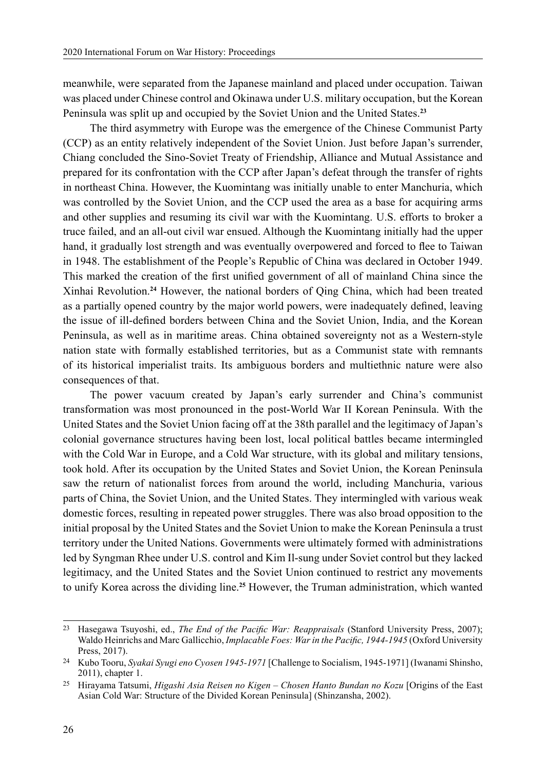meanwhile, were separated from the Japanese mainland and placed under occupation. Taiwan was placed under Chinese control and Okinawa under U.S. military occupation, but the Korean Peninsula was split up and occupied by the Soviet Union and the United States.[23]

The third asymmetry with Europe was the emergence of the Chinese Communist Party (CCP) as an entity relatively independent of the Soviet Union. Just before Japan's surrender, Chiang concluded the Sino-Soviet Treaty of Friendship, Alliance and Mutual Assistance and prepared for its confrontation with the CCP after Japan's defeat through the transfer of rights in northeast China. However, the Kuomintang was initially unable to enter Manchuria, which was controlled by the Soviet Union, and the CCP used the area as a base for acquiring arms and other supplies and resuming its civil war with the Kuomintang. U.S. efforts to broker a truce failed, and an all-out civil war ensued. Although the Kuomintang initially had the upper hand, it gradually lost strength and was eventually overpowered and forced to flee to Taiwan in 1948. The establishment of the People's Republic of China was declared in October 1949. This marked the creation of the first unified government of all of mainland China since the Xinhai Revolution.[24] However, the national borders of Qing China, which had been treated as a partially opened country by the major world powers, were inadequately defined, leaving the issue of ill-defined borders between China and the Soviet Union, India, and the Korean Peninsula, as well as in maritime areas. China obtained sovereignty not as a Western-style nation state with formally established territories, but as a Communist state with remnants of its historical imperialist traits. Its ambiguous borders and multiethnic nature were also consequences of that.

The power vacuum created by Japan's early surrender and China's communist transformation was most pronounced in the post-World War II Korean Peninsula. With the United States and the Soviet Union facing off at the 38th parallel and the legitimacy of Japan's colonial governance structures having been lost, local political battles became intermingled with the Cold War in Europe, and a Cold War structure, with its global and military tensions, took hold. After its occupation by the United States and Soviet Union, the Korean Peninsula saw the return of nationalist forces from around the world, including Manchuria, various parts of China, the Soviet Union, and the United States. They intermingled with various weak domestic forces, resulting in repeated power struggles. There was also broad opposition to the initial proposal by the United States and the Soviet Union to make the Korean Peninsula a trust territory under the United Nations. Governments were ultimately formed with administrations led by Syngman Rhee under U.S. control and Kim Il-sung under Soviet control but they lacked legitimacy, and the United States and the Soviet Union continued to restrict any movements to unify Korea across the dividing line.[25] However, the Truman administration, which wanted

---

[23] Hasegawa Tsuyoshi, ed., *The End of the Pacific War: Reappraisals* (Stanford University Press, 2007); Waldo Heinrichs and Marc Gallicchio, *Implacable Foes: War in the Pacific, 1944-1945* (Oxford University Press, 2017).

[24] Kubo Tooru, *Syakai Syugi eno Cyosen 1945-1971* [Challenge to Socialism, 1945-1971] (Iwanami Shinsho, 2011), chapter 1.

[25] Hirayama Tatsumi, *Higashi Asia Reisen no Kigen – Chosen Hanto Bundan no Kozu* [Origins of the East Asian Cold War: Structure of the Divided Korean Peninsula] (Shinzansha, 2002).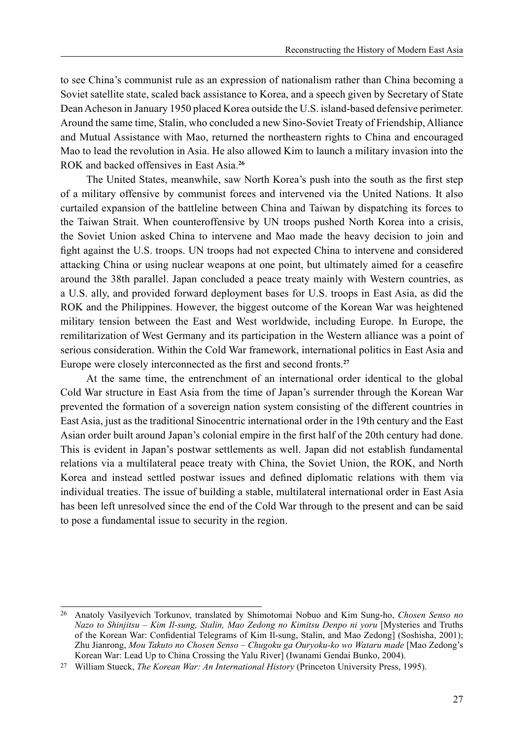to see China's communist rule as an expression of nationalism rather than China becoming a Soviet satellite state, scaled back assistance to Korea, and a speech given by Secretary of State Dean Acheson in January 1950 placed Korea outside the U.S. island-based defensive perimeter. Around the same time, Stalin, who concluded a new Sino-Soviet Treaty of Friendship, Alliance and Mutual Assistance with Mao, returned the northeastern rights to China and encouraged Mao to lead the revolution in Asia. He also allowed Kim to launch a military invasion into the ROK and backed offensives in East Asia.[26]

The United States, meanwhile, saw North Korea's push into the south as the first step of a military offensive by communist forces and intervened via the United Nations. It also curtailed expansion of the battleline between China and Taiwan by dispatching its forces to the Taiwan Strait. When counteroffensive by UN troops pushed North Korea into a crisis, the Soviet Union asked China to intervene and Mao made the heavy decision to join and fight against the U.S. troops. UN troops had not expected China to intervene and considered attacking China or using nuclear weapons at one point, but ultimately aimed for a ceasefire around the 38th parallel. Japan concluded a peace treaty mainly with Western countries, as a U.S. ally, and provided forward deployment bases for U.S. troops in East Asia, as did the ROK and the Philippines. However, the biggest outcome of the Korean War was heightened military tension between the East and West worldwide, including Europe. In Europe, the remilitarization of West Germany and its participation in the Western alliance was a point of serious consideration. Within the Cold War framework, international politics in East Asia and Europe were closely interconnected as the first and second fronts.[27]

At the same time, the entrenchment of an international order identical to the global Cold War structure in East Asia from the time of Japan's surrender through the Korean War prevented the formation of a sovereign nation system consisting of the different countries in East Asia, just as the traditional Sinocentric international order in the 19th century and the East Asian order built around Japan's colonial empire in the first half of the 20th century had done. This is evident in Japan's postwar settlements as well. Japan did not establish fundamental relations via a multilateral peace treaty with China, the Soviet Union, the ROK, and North Korea and instead settled postwar issues and defined diplomatic relations with them via individual treaties. The issue of building a stable, multilateral international order in East Asia has been left unresolved since the end of the Cold War through to the present and can be said to pose a fundamental issue to security in the region.

---

[26] Anatoly Vasilyevich Torkunov, translated by Shimotomai Nobuo and Kim Sung-ho, *Chosen Senso no Nazo to Shinjitsu – Kim Il-sung, Stalin, Mao Zedong no Kimitsu Denpo ni yoru* [Mysteries and Truths of the Korean War: Confidential Telegrams of Kim Il-sung, Stalin, and Mao Zedong] (Soshisha, 2001); Zhu Jianrong, *Mou Takuto no Chosen Senso – Chugoku ga Ouryoku-ko wo Wataru made* [Mao Zedong's Korean War: Lead Up to China Crossing the Yalu River] (Iwanami Gendai Bunko, 2004).

[27] William Stueck, *The Korean War: An International History* (Princeton University Press, 1995).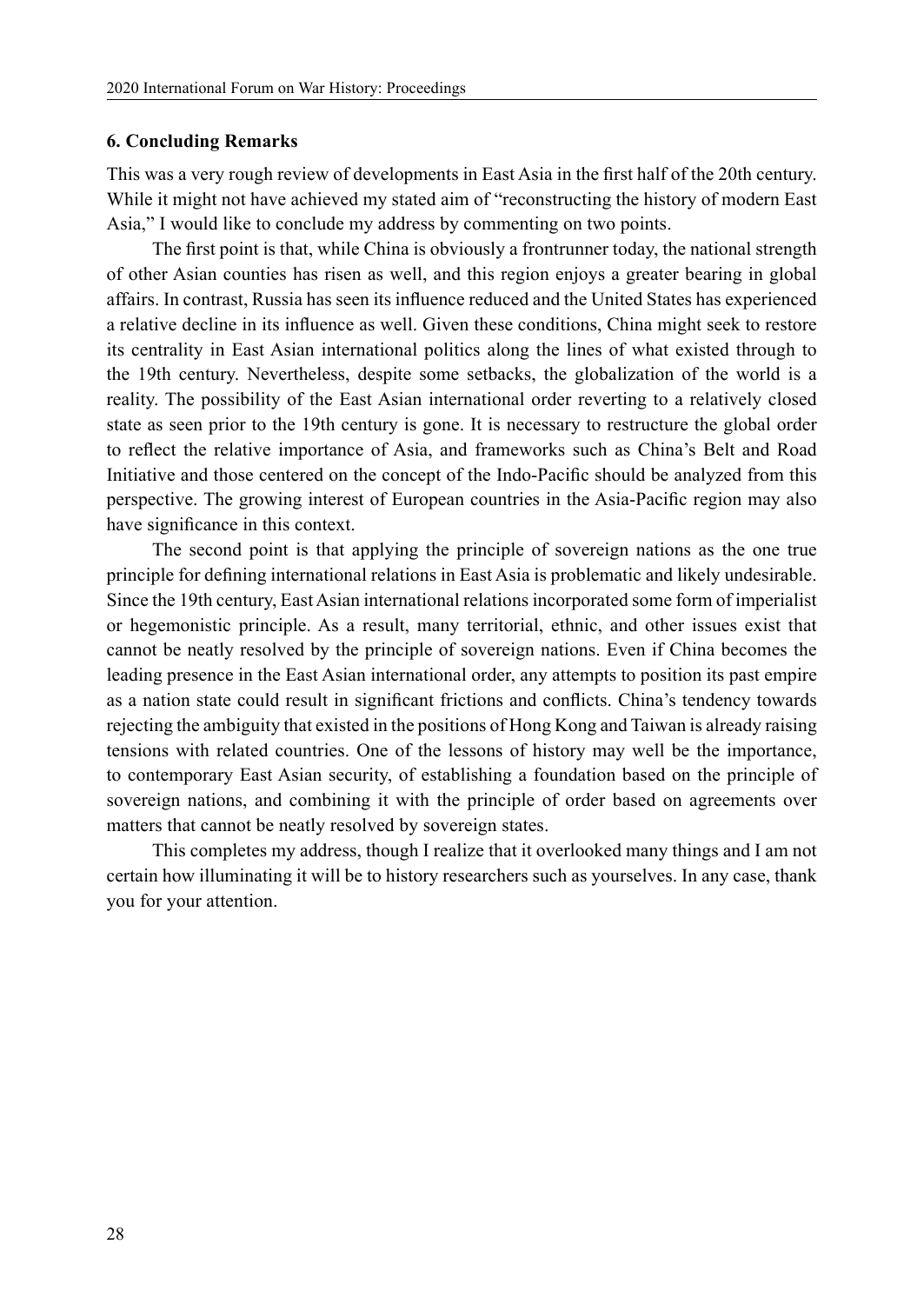### 6. Concluding Remarks

This was a very rough review of developments in East Asia in the first half of the 20th century. While it might not have achieved my stated aim of "reconstructing the history of modern East Asia," I would like to conclude my address by commenting on two points.

The first point is that, while China is obviously a frontrunner today, the national strength of other Asian counties has risen as well, and this region enjoys a greater bearing in global affairs. In contrast, Russia has seen its influence reduced and the United States has experienced a relative decline in its influence as well. Given these conditions, China might seek to restore its centrality in East Asian international politics along the lines of what existed through to the 19th century. Nevertheless, despite some setbacks, the globalization of the world is a reality. The possibility of the East Asian international order reverting to a relatively closed state as seen prior to the 19th century is gone. It is necessary to restructure the global order to reflect the relative importance of Asia, and frameworks such as China's Belt and Road Initiative and those centered on the concept of the Indo-Pacific should be analyzed from this perspective. The growing interest of European countries in the Asia-Pacific region may also have significance in this context.

The second point is that applying the principle of sovereign nations as the one true principle for defining international relations in East Asia is problematic and likely undesirable. Since the 19th century, East Asian international relations incorporated some form of imperialist or hegemonistic principle. As a result, many territorial, ethnic, and other issues exist that cannot be neatly resolved by the principle of sovereign nations. Even if China becomes the leading presence in the East Asian international order, any attempts to position its past empire as a nation state could result in significant frictions and conflicts. China's tendency towards rejecting the ambiguity that existed in the positions of Hong Kong and Taiwan is already raising tensions with related countries. One of the lessons of history may well be the importance, to contemporary East Asian security, of establishing a foundation based on the principle of sovereign nations, and combining it with the principle of order based on agreements over matters that cannot be neatly resolved by sovereign states.

This completes my address, though I realize that it overlooked many things and I am not certain how illuminating it will be to history researchers such as yourselves. In any case, thank you for your attention.